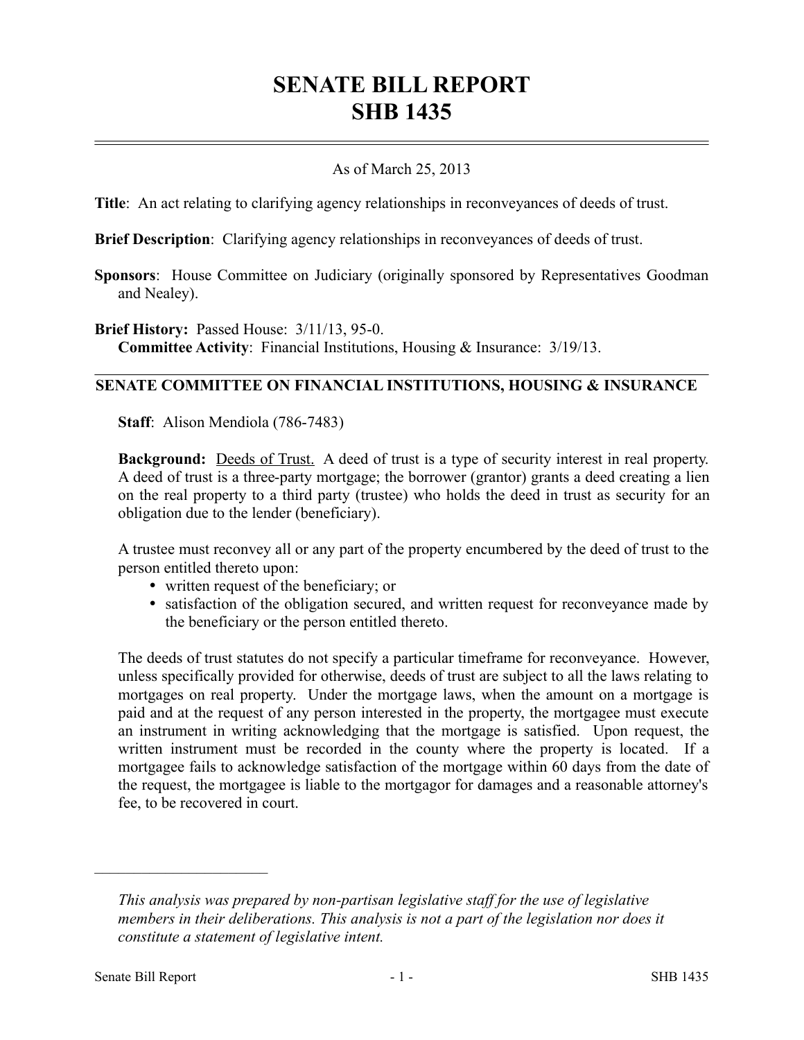# SENATE BILL REPORT
# SHB 1435

As of March 25, 2013

**Title**: An act relating to clarifying agency relationships in reconveyances of deeds of trust.

**Brief Description**: Clarifying agency relationships in reconveyances of deeds of trust.

**Sponsors**: House Committee on Judiciary (originally sponsored by Representatives Goodman and Nealey).

**Brief History:** Passed House: 3/11/13, 95-0.
**Committee Activity**: Financial Institutions, Housing & Insurance: 3/19/13.

## SENATE COMMITTEE ON FINANCIAL INSTITUTIONS, HOUSING & INSURANCE

**Staff**: Alison Mendiola (786-7483)

**Background:** Deeds of Trust. A deed of trust is a type of security interest in real property. A deed of trust is a three-party mortgage; the borrower (grantor) grants a deed creating a lien on the real property to a third party (trustee) who holds the deed in trust as security for an obligation due to the lender (beneficiary).

A trustee must reconvey all or any part of the property encumbered by the deed of trust to the person entitled thereto upon:

- written request of the beneficiary; or
- satisfaction of the obligation secured, and written request for reconveyance made by the beneficiary or the person entitled thereto.

The deeds of trust statutes do not specify a particular timeframe for reconveyance. However, unless specifically provided for otherwise, deeds of trust are subject to all the laws relating to mortgages on real property. Under the mortgage laws, when the amount on a mortgage is paid and at the request of any person interested in the property, the mortgagee must execute an instrument in writing acknowledging that the mortgage is satisfied. Upon request, the written instrument must be recorded in the county where the property is located. If a mortgagee fails to acknowledge satisfaction of the mortgage within 60 days from the date of the request, the mortgagee is liable to the mortgagor for damages and a reasonable attorney's fee, to be recovered in court.

---

*This analysis was prepared by non-partisan legislative staff for the use of legislative members in their deliberations. This analysis is not a part of the legislation nor does it constitute a statement of legislative intent.*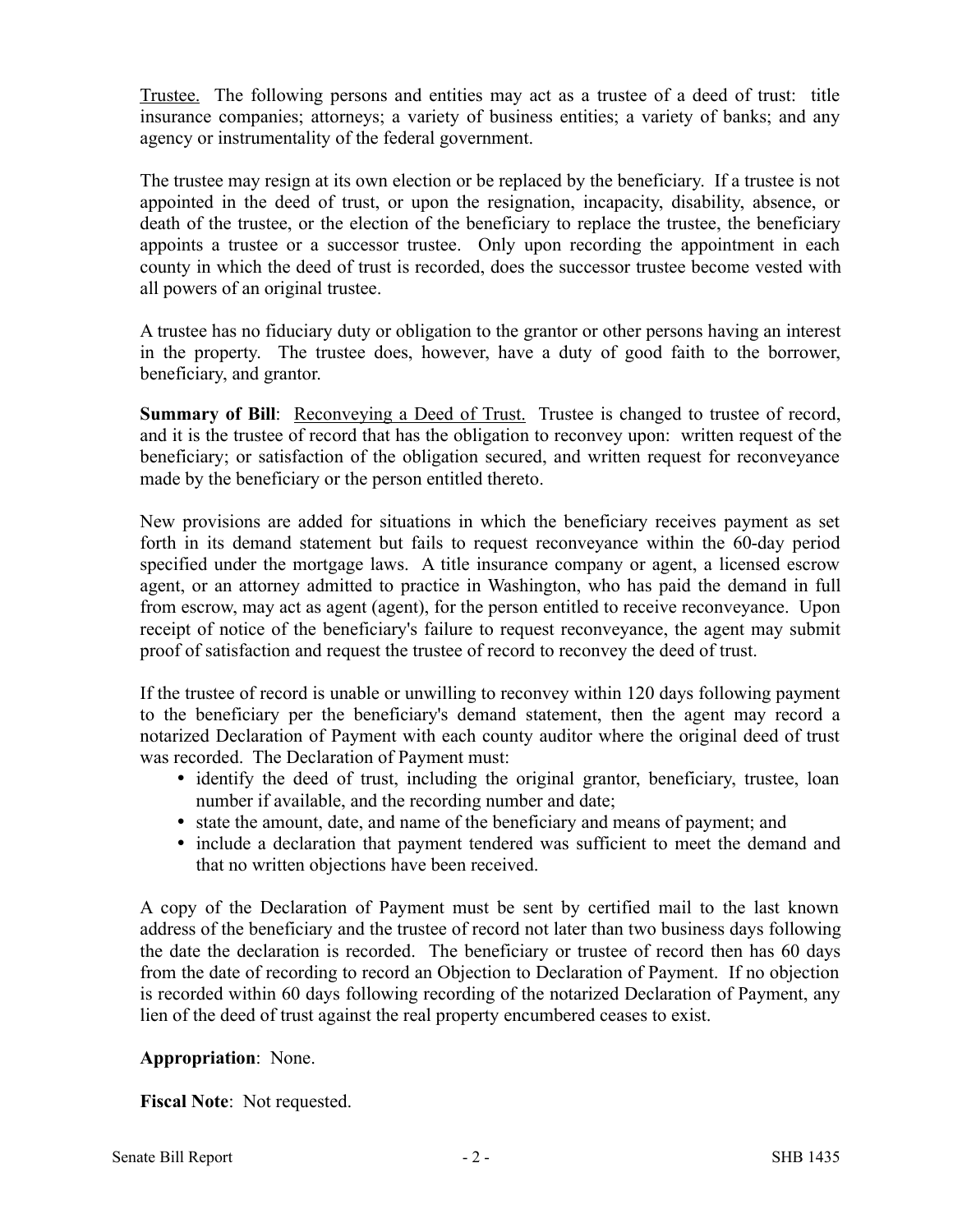Trustee. The following persons and entities may act as a trustee of a deed of trust: title insurance companies; attorneys; a variety of business entities; a variety of banks; and any agency or instrumentality of the federal government.

The trustee may resign at its own election or be replaced by the beneficiary. If a trustee is not appointed in the deed of trust, or upon the resignation, incapacity, disability, absence, or death of the trustee, or the election of the beneficiary to replace the trustee, the beneficiary appoints a trustee or a successor trustee. Only upon recording the appointment in each county in which the deed of trust is recorded, does the successor trustee become vested with all powers of an original trustee.

A trustee has no fiduciary duty or obligation to the grantor or other persons having an interest in the property. The trustee does, however, have a duty of good faith to the borrower, beneficiary, and grantor.

**Summary of Bill**: Reconveying a Deed of Trust. Trustee is changed to trustee of record, and it is the trustee of record that has the obligation to reconvey upon: written request of the beneficiary; or satisfaction of the obligation secured, and written request for reconveyance made by the beneficiary or the person entitled thereto.

New provisions are added for situations in which the beneficiary receives payment as set forth in its demand statement but fails to request reconveyance within the 60-day period specified under the mortgage laws. A title insurance company or agent, a licensed escrow agent, or an attorney admitted to practice in Washington, who has paid the demand in full from escrow, may act as agent (agent), for the person entitled to receive reconveyance. Upon receipt of notice of the beneficiary's failure to request reconveyance, the agent may submit proof of satisfaction and request the trustee of record to reconvey the deed of trust.

If the trustee of record is unable or unwilling to reconvey within 120 days following payment to the beneficiary per the beneficiary's demand statement, then the agent may record a notarized Declaration of Payment with each county auditor where the original deed of trust was recorded. The Declaration of Payment must:

- identify the deed of trust, including the original grantor, beneficiary, trustee, loan number if available, and the recording number and date;
- state the amount, date, and name of the beneficiary and means of payment; and
- include a declaration that payment tendered was sufficient to meet the demand and that no written objections have been received.

A copy of the Declaration of Payment must be sent by certified mail to the last known address of the beneficiary and the trustee of record not later than two business days following the date the declaration is recorded. The beneficiary or trustee of record then has 60 days from the date of recording to record an Objection to Declaration of Payment. If no objection is recorded within 60 days following recording of the notarized Declaration of Payment, any lien of the deed of trust against the real property encumbered ceases to exist.

**Appropriation**: None.

**Fiscal Note**: Not requested.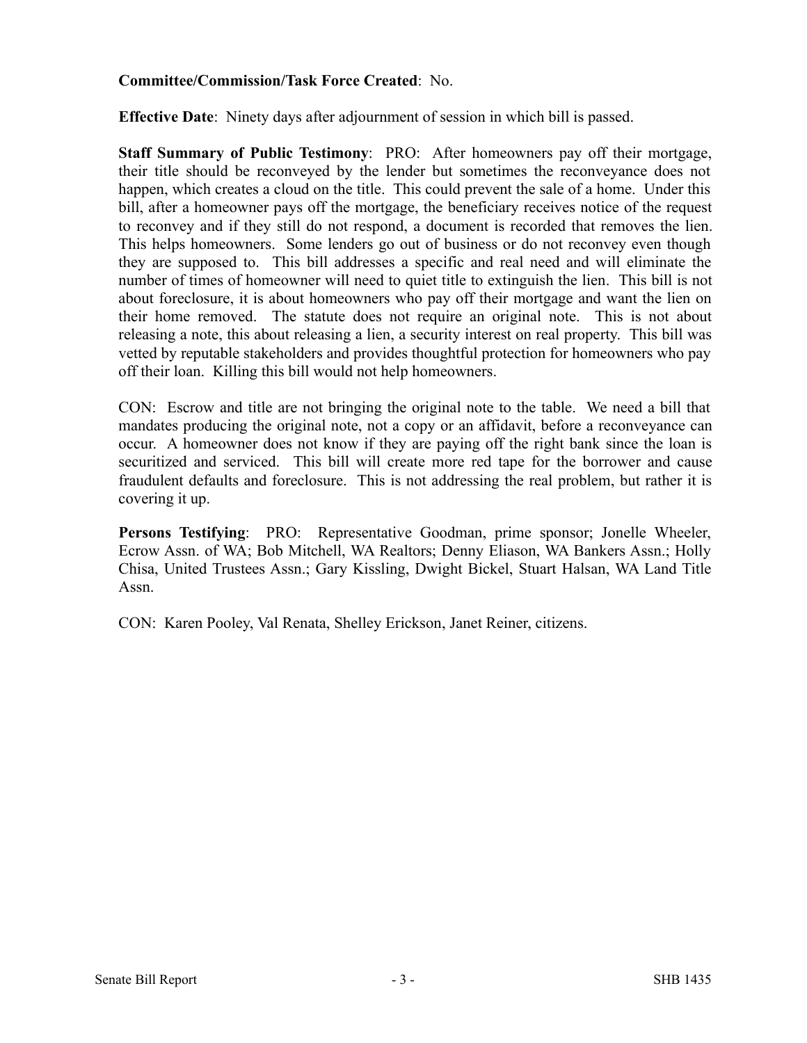**Committee/Commission/Task Force Created**: No.

**Effective Date**: Ninety days after adjournment of session in which bill is passed.

**Staff Summary of Public Testimony**: PRO: After homeowners pay off their mortgage, their title should be reconveyed by the lender but sometimes the reconveyance does not happen, which creates a cloud on the title. This could prevent the sale of a home. Under this bill, after a homeowner pays off the mortgage, the beneficiary receives notice of the request to reconvey and if they still do not respond, a document is recorded that removes the lien. This helps homeowners. Some lenders go out of business or do not reconvey even though they are supposed to. This bill addresses a specific and real need and will eliminate the number of times of homeowner will need to quiet title to extinguish the lien. This bill is not about foreclosure, it is about homeowners who pay off their mortgage and want the lien on their home removed. The statute does not require an original note. This is not about releasing a note, this about releasing a lien, a security interest on real property. This bill was vetted by reputable stakeholders and provides thoughtful protection for homeowners who pay off their loan. Killing this bill would not help homeowners.

CON: Escrow and title are not bringing the original note to the table. We need a bill that mandates producing the original note, not a copy or an affidavit, before a reconveyance can occur. A homeowner does not know if they are paying off the right bank since the loan is securitized and serviced. This bill will create more red tape for the borrower and cause fraudulent defaults and foreclosure. This is not addressing the real problem, but rather it is covering it up.

**Persons Testifying**: PRO: Representative Goodman, prime sponsor; Jonelle Wheeler, Ecrow Assn. of WA; Bob Mitchell, WA Realtors; Denny Eliason, WA Bankers Assn.; Holly Chisa, United Trustees Assn.; Gary Kissling, Dwight Bickel, Stuart Halsan, WA Land Title Assn.

CON: Karen Pooley, Val Renata, Shelley Erickson, Janet Reiner, citizens.